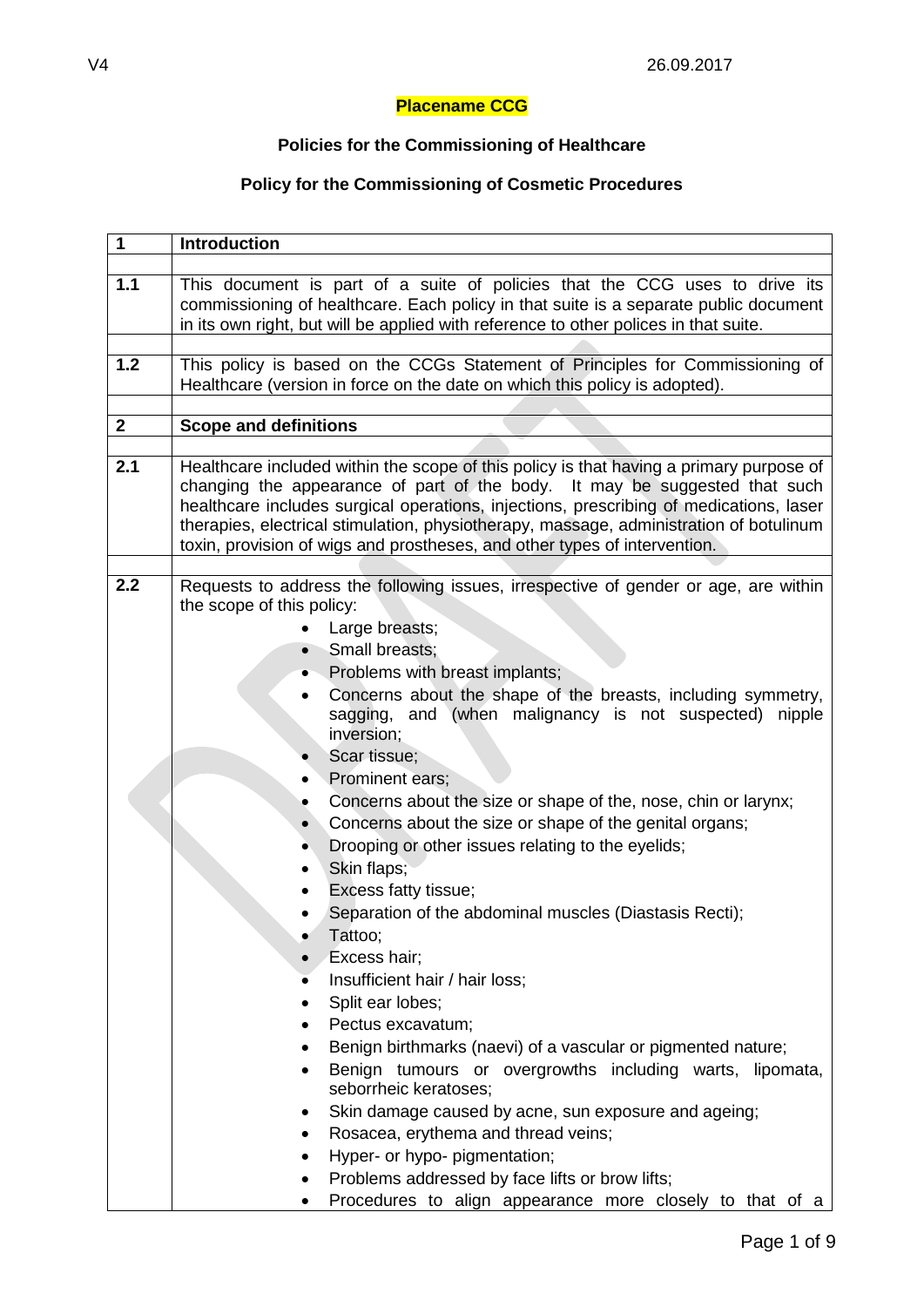V4 26.09.2017

**Placename CCG**

**Policies for the Commissioning of Healthcare**

**Policy for the Commissioning of Cosmetic Procedures**

| | |
|---|---|
| **1** | **Introduction** |
| **1.1** | This document is part of a suite of policies that the CCG uses to drive its commissioning of healthcare. Each policy in that suite is a separate public document in its own right, but will be applied with reference to other polices in that suite. |
| **1.2** | This policy is based on the CCGs Statement of Principles for Commissioning of Healthcare (version in force on the date on which this policy is adopted). |
| **2** | **Scope and definitions** |
| **2.1** | Healthcare included within the scope of this policy is that having a primary purpose of changing the appearance of part of the body. It may be suggested that such healthcare includes surgical operations, injections, prescribing of medications, laser therapies, electrical stimulation, physiotherapy, massage, administration of botulinum toxin, provision of wigs and prostheses, and other types of intervention. |
| **2.2** | Requests to address the following issues, irrespective of gender or age, are within the scope of this policy:<br>• Large breasts;<br>• Small breasts;<br>• Problems with breast implants;<br>• Concerns about the shape of the breasts, including symmetry, sagging, and (when malignancy is not suspected) nipple inversion;<br>• Scar tissue;<br>• Prominent ears;<br>• Concerns about the size or shape of the, nose, chin or larynx;<br>• Concerns about the size or shape of the genital organs;<br>• Drooping or other issues relating to the eyelids;<br>• Skin flaps;<br>• Excess fatty tissue;<br>• Separation of the abdominal muscles (Diastasis Recti);<br>• Tattoo;<br>• Excess hair;<br>• Insufficient hair / hair loss;<br>• Split ear lobes;<br>• Pectus excavatum;<br>• Benign birthmarks (naevi) of a vascular or pigmented nature;<br>• Benign tumours or overgrowths including warts, lipomata, seborrheic keratoses;<br>• Skin damage caused by acne, sun exposure and ageing;<br>• Rosacea, erythema and thread veins;<br>• Hyper- or hypo- pigmentation;<br>• Problems addressed by face lifts or brow lifts;<br>• Procedures to align appearance more closely to that of a |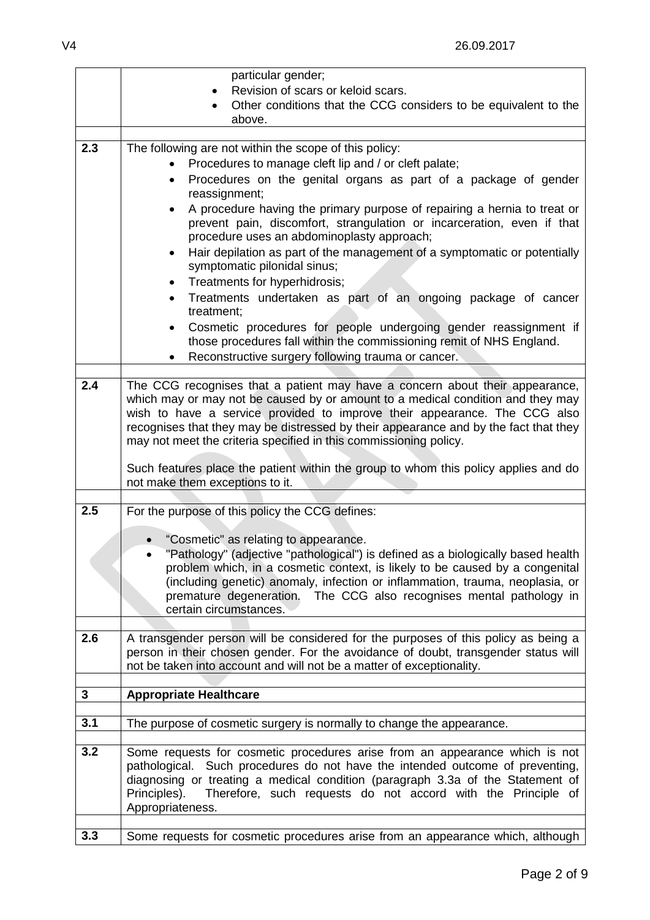| | |
|---|---|
| | • particular gender;<br>• Revision of scars or keloid scars.<br>• Other conditions that the CCG considers to be equivalent to the above. |
| **2.3** | The following are not within the scope of this policy:<br>• Procedures to manage cleft lip and / or cleft palate;<br>• Procedures on the genital organs as part of a package of gender reassignment;<br>• A procedure having the primary purpose of repairing a hernia to treat or prevent pain, discomfort, strangulation or incarceration, even if that procedure uses an abdominoplasty approach;<br>• Hair depilation as part of the management of a symptomatic or potentially symptomatic pilonidal sinus;<br>• Treatments for hyperhidrosis;<br>• Treatments undertaken as part of an ongoing package of cancer treatment;<br>• Cosmetic procedures for people undergoing gender reassignment if those procedures fall within the commissioning remit of NHS England.<br>• Reconstructive surgery following trauma or cancer. |
| **2.4** | The CCG recognises that a patient may have a concern about their appearance, which may or may not be caused by or amount to a medical condition and they may wish to have a service provided to improve their appearance. The CCG also recognises that they may be distressed by their appearance and by the fact that they may not meet the criteria specified in this commissioning policy.<br><br>Such features place the patient within the group to whom this policy applies and do not make them exceptions to it. |
| **2.5** | For the purpose of this policy the CCG defines:<br><br>• "Cosmetic" as relating to appearance.<br>• "Pathology" (adjective "pathological") is defined as a biologically based health problem which, in a cosmetic context, is likely to be caused by a congenital (including genetic) anomaly, infection or inflammation, trauma, neoplasia, or premature degeneration. The CCG also recognises mental pathology in certain circumstances. |
| **2.6** | A transgender person will be considered for the purposes of this policy as being a person in their chosen gender. For the avoidance of doubt, transgender status will not be taken into account and will not be a matter of exceptionality. |
| **3** | **Appropriate Healthcare** |
| **3.1** | The purpose of cosmetic surgery is normally to change the appearance. |
| **3.2** | Some requests for cosmetic procedures arise from an appearance which is not pathological. Such procedures do not have the intended outcome of preventing, diagnosing or treating a medical condition (paragraph 3.3a of the Statement of Principles). Therefore, such requests do not accord with the Principle of Appropriateness. |
| **3.3** | Some requests for cosmetic procedures arise from an appearance which, although |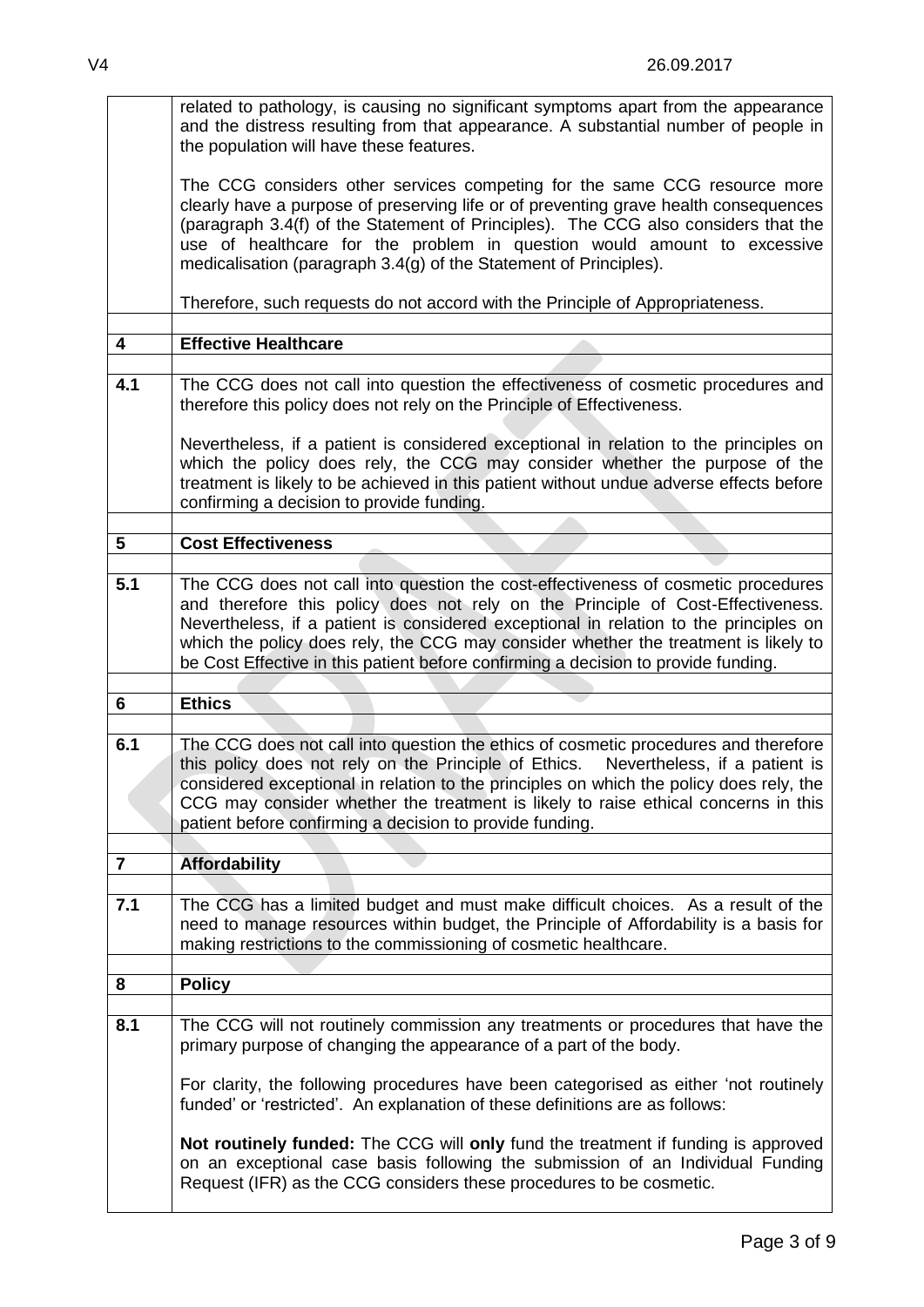| | |
|---|---|
| | related to pathology, is causing no significant symptoms apart from the appearance and the distress resulting from that appearance. A substantial number of people in the population will have these features.<br><br>The CCG considers other services competing for the same CCG resource more clearly have a purpose of preserving life or of preventing grave health consequences (paragraph 3.4(f) of the Statement of Principles). The CCG also considers that the use of healthcare for the problem in question would amount to excessive medicalisation (paragraph 3.4(g) of the Statement of Principles).<br><br>Therefore, such requests do not accord with the Principle of Appropriateness. |
| | |
| **4** | **Effective Healthcare** |
| | |
| **4.1** | The CCG does not call into question the effectiveness of cosmetic procedures and therefore this policy does not rely on the Principle of Effectiveness.<br><br>Nevertheless, if a patient is considered exceptional in relation to the principles on which the policy does rely, the CCG may consider whether the purpose of the treatment is likely to be achieved in this patient without undue adverse effects before confirming a decision to provide funding. |
| | |
| **5** | **Cost Effectiveness** |
| | |
| **5.1** | The CCG does not call into question the cost-effectiveness of cosmetic procedures and therefore this policy does not rely on the Principle of Cost-Effectiveness. Nevertheless, if a patient is considered exceptional in relation to the principles on which the policy does rely, the CCG may consider whether the treatment is likely to be Cost Effective in this patient before confirming a decision to provide funding. |
| | |
| **6** | **Ethics** |
| | |
| **6.1** | The CCG does not call into question the ethics of cosmetic procedures and therefore this policy does not rely on the Principle of Ethics. Nevertheless, if a patient is considered exceptional in relation to the principles on which the policy does rely, the CCG may consider whether the treatment is likely to raise ethical concerns in this patient before confirming a decision to provide funding. |
| | |
| **7** | **Affordability** |
| | |
| **7.1** | The CCG has a limited budget and must make difficult choices. As a result of the need to manage resources within budget, the Principle of Affordability is a basis for making restrictions to the commissioning of cosmetic healthcare. |
| | |
| **8** | **Policy** |
| | |
| **8.1** | The CCG will not routinely commission any treatments or procedures that have the primary purpose of changing the appearance of a part of the body.<br><br>For clarity, the following procedures have been categorised as either 'not routinely funded' or 'restricted'. An explanation of these definitions are as follows:<br><br>**Not routinely funded:** The CCG will **only** fund the treatment if funding is approved on an exceptional case basis following the submission of an Individual Funding Request (IFR) as the CCG considers these procedures to be cosmetic. |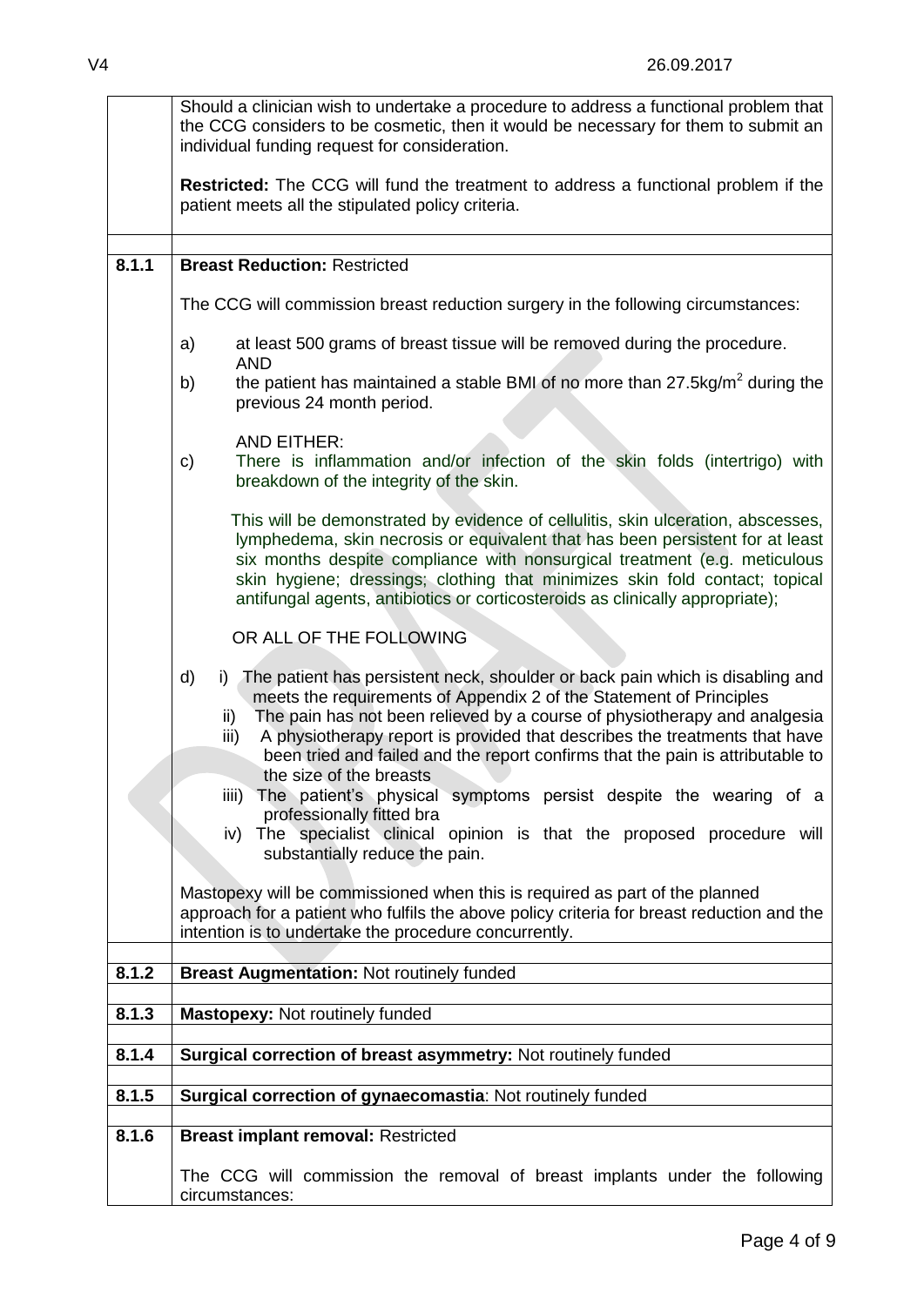| | |
|---|---|
| | Should a clinician wish to undertake a procedure to address a functional problem that the CCG considers to be cosmetic, then it would be necessary for them to submit an individual funding request for consideration.<br><br>**Restricted:** The CCG will fund the treatment to address a functional problem if the patient meets all the stipulated policy criteria. |
| | |
| **8.1.1** | **Breast Reduction:** Restricted<br><br>The CCG will commission breast reduction surgery in the following circumstances:<br><br>a) at least 500 grams of breast tissue will be removed during the procedure.<br>AND<br>b) the patient has maintained a stable BMI of no more than 27.5kg/m$^2$ during the previous 24 month period.<br><br>AND EITHER:<br>c) There is inflammation and/or infection of the skin folds (intertrigo) with breakdown of the integrity of the skin.<br><br>This will be demonstrated by evidence of cellulitis, skin ulceration, abscesses, lymphedema, skin necrosis or equivalent that has been persistent for at least six months despite compliance with nonsurgical treatment (e.g. meticulous skin hygiene; dressings; clothing that minimizes skin fold contact; topical antifungal agents, antibiotics or corticosteroids as clinically appropriate);<br><br>OR ALL OF THE FOLLOWING<br><br>d) i) The patient has persistent neck, shoulder or back pain which is disabling and meets the requirements of Appendix 2 of the Statement of Principles<br>ii) The pain has not been relieved by a course of physiotherapy and analgesia<br>iii) A physiotherapy report is provided that describes the treatments that have been tried and failed and the report confirms that the pain is attributable to the size of the breasts<br>iiii) The patient's physical symptoms persist despite the wearing of a professionally fitted bra<br>iv) The specialist clinical opinion is that the proposed procedure will substantially reduce the pain.<br><br>Mastopexy will be commissioned when this is required as part of the planned approach for a patient who fulfils the above policy criteria for breast reduction and the intention is to undertake the procedure concurrently. |
| | |
| **8.1.2** | **Breast Augmentation:** Not routinely funded |
| | |
| **8.1.3** | **Mastopexy:** Not routinely funded |
| | |
| **8.1.4** | **Surgical correction of breast asymmetry:** Not routinely funded |
| | |
| **8.1.5** | **Surgical correction of gynaecomastia**: Not routinely funded |
| | |
| **8.1.6** | **Breast implant removal:** Restricted<br><br>The CCG will commission the removal of breast implants under the following circumstances: |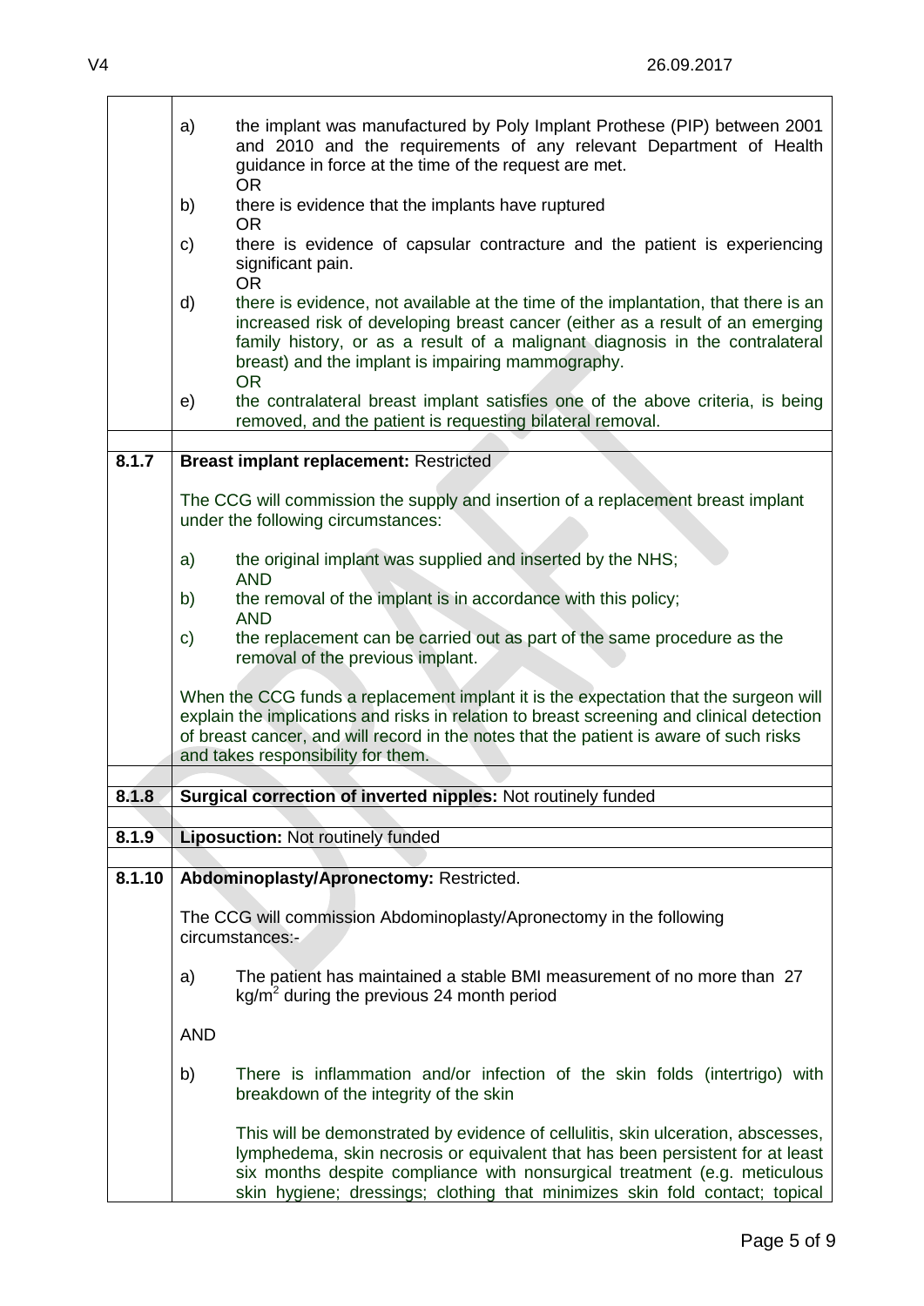| | |
|---|---|
| | a) the implant was manufactured by Poly Implant Prothese (PIP) between 2001 and 2010 and the requirements of any relevant Department of Health guidance in force at the time of the request are met.<br>OR<br>b) there is evidence that the implants have ruptured<br>OR<br>c) there is evidence of capsular contracture and the patient is experiencing significant pain.<br>OR<br>d) there is evidence, not available at the time of the implantation, that there is an increased risk of developing breast cancer (either as a result of an emerging family history, or as a result of a malignant diagnosis in the contralateral breast) and the implant is impairing mammography.<br>OR<br>e) the contralateral breast implant satisfies one of the above criteria, is being removed, and the patient is requesting bilateral removal. |
| **8.1.7** | **Breast implant replacement:** Restricted<br><br>The CCG will commission the supply and insertion of a replacement breast implant under the following circumstances:<br><br>a) the original implant was supplied and inserted by the NHS;<br>AND<br>b) the removal of the implant is in accordance with this policy;<br>AND<br>c) the replacement can be carried out as part of the same procedure as the removal of the previous implant.<br><br>When the CCG funds a replacement implant it is the expectation that the surgeon will explain the implications and risks in relation to breast screening and clinical detection of breast cancer, and will record in the notes that the patient is aware of such risks and takes responsibility for them. |
| **8.1.8** | **Surgical correction of inverted nipples:** Not routinely funded |
| **8.1.9** | **Liposuction:** Not routinely funded |
| **8.1.10** | **Abdominoplasty/Apronectomy:** Restricted.<br><br>The CCG will commission Abdominoplasty/Apronectomy in the following circumstances:-<br><br>a) The patient has maintained a stable BMI measurement of no more than 27 $kg/m^2$ during the previous 24 month period<br><br>AND<br><br>b) There is inflammation and/or infection of the skin folds (intertrigo) with breakdown of the integrity of the skin<br><br>This will be demonstrated by evidence of cellulitis, skin ulceration, abscesses, lymphedema, skin necrosis or equivalent that has been persistent for at least six months despite compliance with nonsurgical treatment (e.g. meticulous skin hygiene; dressings; clothing that minimizes skin fold contact; topical |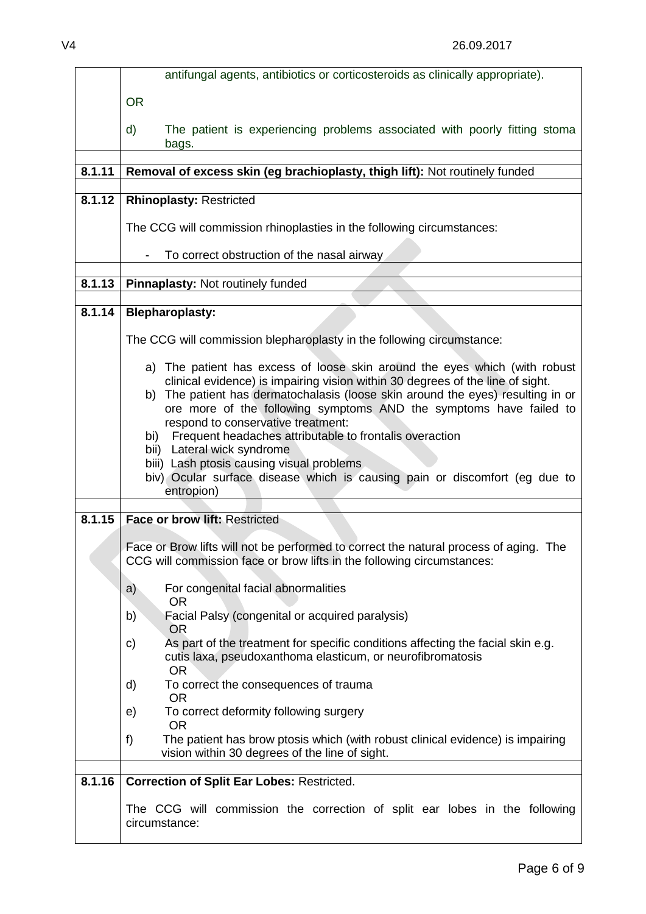| | |
|---|---|
| | antifungal agents, antibiotics or corticosteroids as clinically appropriate).<br><br>OR<br><br>d) The patient is experiencing problems associated with poorly fitting stoma bags. |
| | |
| **8.1.11** | **Removal of excess skin (eg brachioplasty, thigh lift):** Not routinely funded |
| | |
| **8.1.12** | **Rhinoplasty:** Restricted<br><br>The CCG will commission rhinoplasties in the following circumstances:<br><br>- To correct obstruction of the nasal airway |
| | |
| **8.1.13** | **Pinnaplasty:** Not routinely funded |
| | |
| **8.1.14** | **Blepharoplasty:**<br><br>The CCG will commission blepharoplasty in the following circumstance:<br><br>a) The patient has excess of loose skin around the eyes which (with robust clinical evidence) is impairing vision within 30 degrees of the line of sight.<br>b) The patient has dermatochalasis (loose skin around the eyes) resulting in or ore more of the following symptoms AND the symptoms have failed to respond to conservative treatment:<br>bi) Frequent headaches attributable to frontalis overaction<br>bii) Lateral wick syndrome<br>biii) Lash ptosis causing visual problems<br>biv) Ocular surface disease which is causing pain or discomfort (eg due to entropion) |
| | |
| **8.1.15** | **Face or brow lift:** Restricted<br><br>Face or Brow lifts will not be performed to correct the natural process of aging. The CCG will commission face or brow lifts in the following circumstances:<br><br>a) For congenital facial abnormalities<br>OR<br>b) Facial Palsy (congenital or acquired paralysis)<br>OR<br>c) As part of the treatment for specific conditions affecting the facial skin e.g. cutis laxa, pseudoxanthoma elasticum, or neurofibromatosis<br>OR<br>d) To correct the consequences of trauma<br>OR<br>e) To correct deformity following surgery<br>OR<br>f) The patient has brow ptosis which (with robust clinical evidence) is impairing vision within 30 degrees of the line of sight. |
| | |
| **8.1.16** | **Correction of Split Ear Lobes:** Restricted.<br><br>The CCG will commission the correction of split ear lobes in the following circumstance: |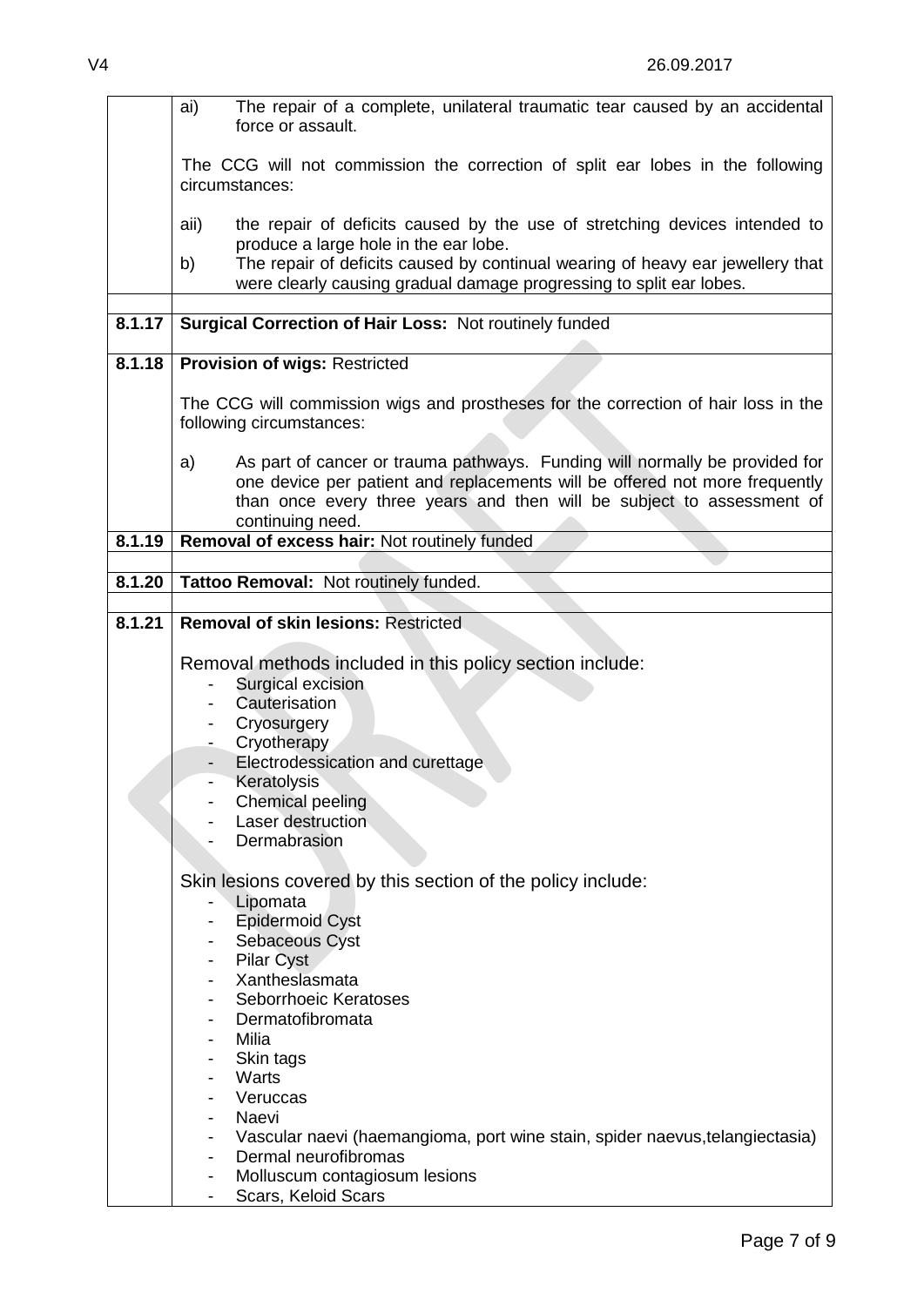| | |
|---|---|
| | ai) The repair of a complete, unilateral traumatic tear caused by an accidental force or assault.<br><br>The CCG will not commission the correction of split ear lobes in the following circumstances:<br><br>aii) the repair of deficits caused by the use of stretching devices intended to produce a large hole in the ear lobe.<br>b) The repair of deficits caused by continual wearing of heavy ear jewellery that were clearly causing gradual damage progressing to split ear lobes. |
| | |
| **8.1.17** | **Surgical Correction of Hair Loss:** Not routinely funded |
| | |
| **8.1.18** | **Provision of wigs:** Restricted<br><br>The CCG will commission wigs and prostheses for the correction of hair loss in the following circumstances:<br><br>a) As part of cancer or trauma pathways. Funding will normally be provided for one device per patient and replacements will be offered not more frequently than once every three years and then will be subject to assessment of continuing need. |
| **8.1.19** | **Removal of excess hair:** Not routinely funded |
| | |
| **8.1.20** | **Tattoo Removal:** Not routinely funded. |
| | |
| **8.1.21** | **Removal of skin lesions:** Restricted<br><br>Removal methods included in this policy section include:<br>- Surgical excision<br>- Cauterisation<br>- Cryosurgery<br>- Cryotherapy<br>- Electrodessication and curettage<br>- Keratolysis<br>- Chemical peeling<br>- Laser destruction<br>- Dermabrasion<br><br>Skin lesions covered by this section of the policy include:<br>- Lipomata<br>- Epidermoid Cyst<br>- Sebaceous Cyst<br>- Pilar Cyst<br>- Xantheslasmata<br>- Seborrhoeic Keratoses<br>- Dermatofibromata<br>- Milia<br>- Skin tags<br>- Warts<br>- Veruccas<br>- Naevi<br>- Vascular naevi (haemangioma, port wine stain, spider naevus,telangiectasia)<br>- Dermal neurofibromas<br>- Molluscum contagiosum lesions<br>- Scars, Keloid Scars |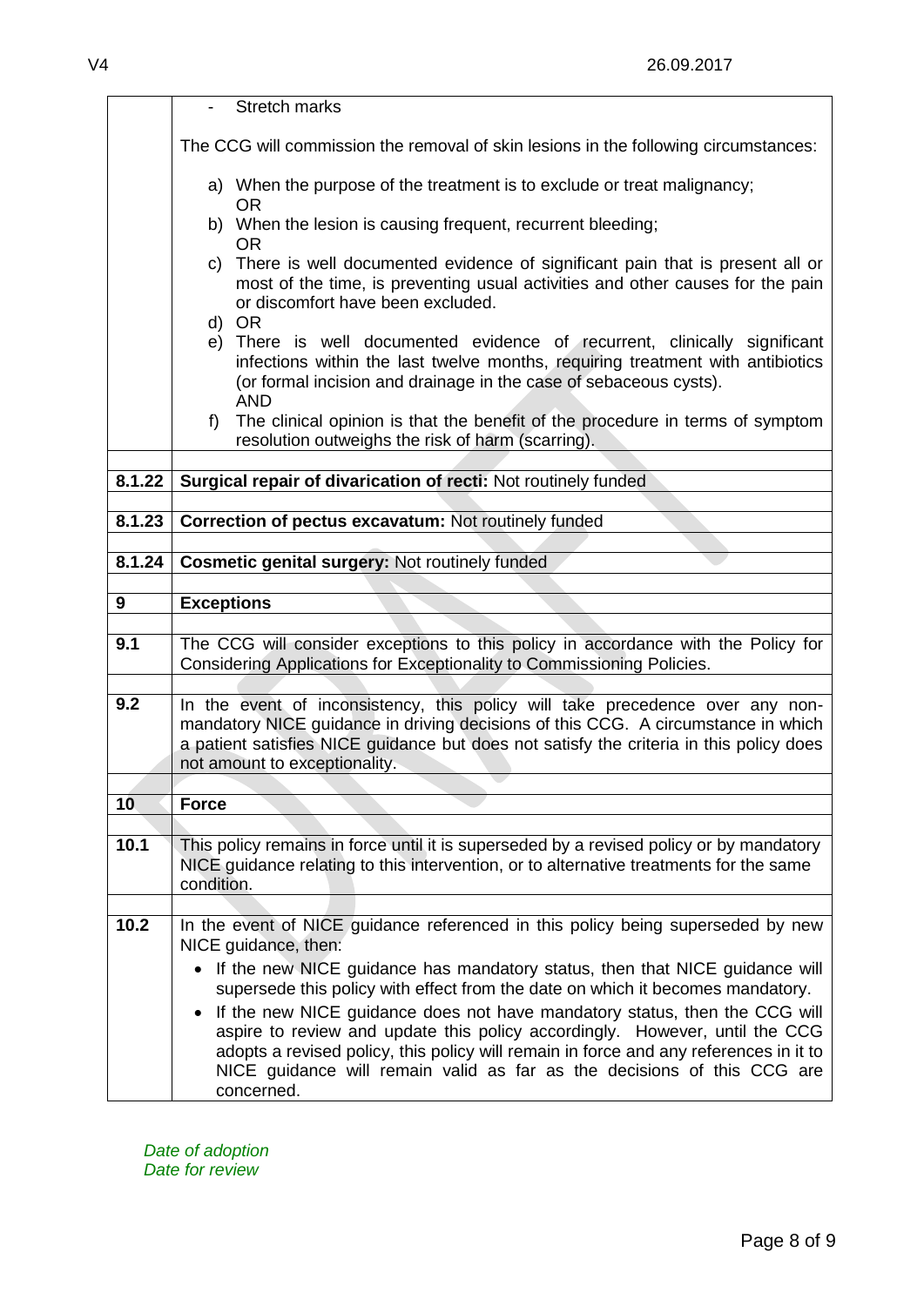| | |
|---|---|
| | - Stretch marks<br><br>The CCG will commission the removal of skin lesions in the following circumstances:<br><br>a) When the purpose of the treatment is to exclude or treat malignancy;<br>OR<br>b) When the lesion is causing frequent, recurrent bleeding;<br>OR<br>c) There is well documented evidence of significant pain that is present all or most of the time, is preventing usual activities and other causes for the pain or discomfort have been excluded.<br>d) OR<br>e) There is well documented evidence of recurrent, clinically significant infections within the last twelve months, requiring treatment with antibiotics (or formal incision and drainage in the case of sebaceous cysts).<br>AND<br>f) The clinical opinion is that the benefit of the procedure in terms of symptom resolution outweighs the risk of harm (scarring). |
| | |
| **8.1.22** | **Surgical repair of divarication of recti:** Not routinely funded |
| | |
| **8.1.23** | **Correction of pectus excavatum:** Not routinely funded |
| | |
| **8.1.24** | **Cosmetic genital surgery:** Not routinely funded |
| | |
| **9** | **Exceptions** |
| | |
| **9.1** | The CCG will consider exceptions to this policy in accordance with the Policy for Considering Applications for Exceptionality to Commissioning Policies. |
| | |
| **9.2** | In the event of inconsistency, this policy will take precedence over any non-mandatory NICE guidance in driving decisions of this CCG. A circumstance in which a patient satisfies NICE guidance but does not satisfy the criteria in this policy does not amount to exceptionality. |
| | |
| **10** | **Force** |
| | |
| **10.1** | This policy remains in force until it is superseded by a revised policy or by mandatory NICE guidance relating to this intervention, or to alternative treatments for the same condition. |
| | |
| **10.2** | In the event of NICE guidance referenced in this policy being superseded by new NICE guidance, then:<br>• If the new NICE guidance has mandatory status, then that NICE guidance will supersede this policy with effect from the date on which it becomes mandatory.<br>• If the new NICE guidance does not have mandatory status, then the CCG will aspire to review and update this policy accordingly. However, until the CCG adopts a revised policy, this policy will remain in force and any references in it to NICE guidance will remain valid as far as the decisions of this CCG are concerned. |

*Date of adoption*
*Date for review*